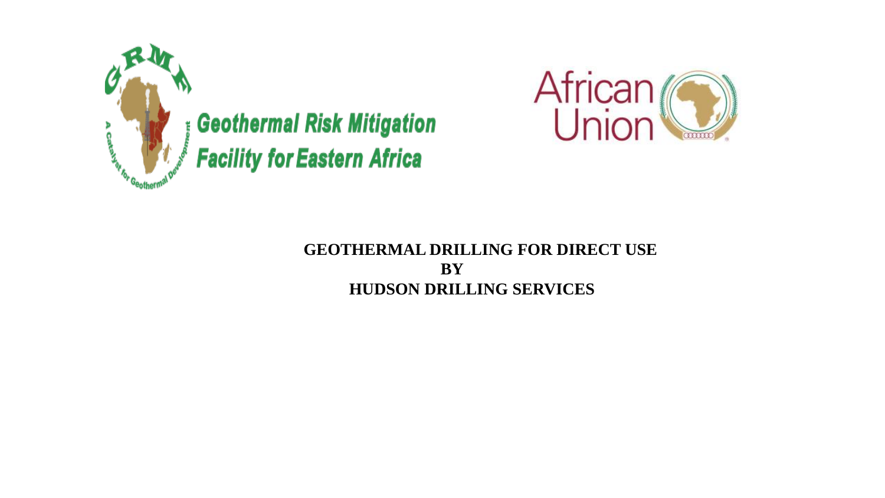Geothermal Risk Mitigation Facility for Eastern Africa

African Union

# GEOTHERMAL DRILLING FOR DIRECT USE
# BY
# HUDSON DRILLING SERVICES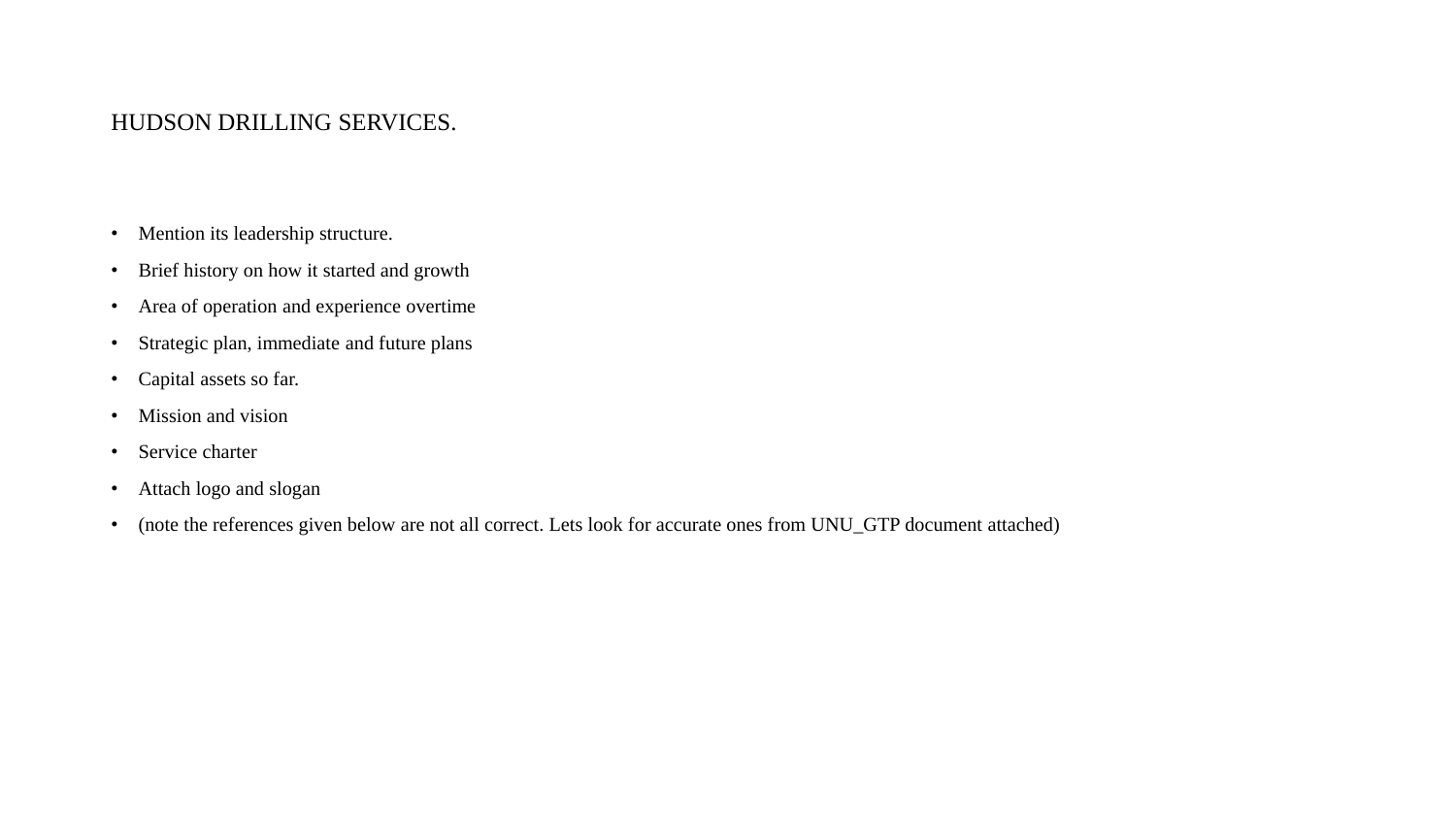# HUDSON DRILLING SERVICES.

- Mention its leadership structure.
- Brief history on how it started and growth
- Area of operation and experience overtime
- Strategic plan, immediate and future plans
- Capital assets so far.
- Mission and vision
- Service charter
- Attach logo and slogan
- (note the references given below are not all correct. Lets look for accurate ones from UNU_GTP document attached)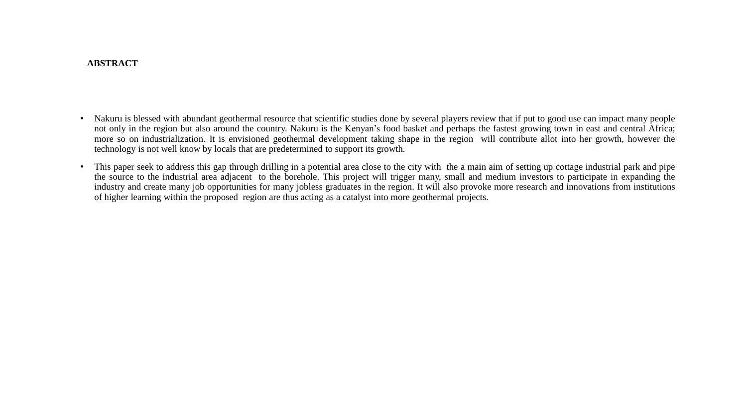## ABSTRACT

- Nakuru is blessed with abundant geothermal resource that scientific studies done by several players review that if put to good use can impact many people not only in the region but also around the country. Nakuru is the Kenyan's food basket and perhaps the fastest growing town in east and central Africa; more so on industrialization. It is envisioned geothermal development taking shape in the region will contribute allot into her growth, however the technology is not well know by locals that are predetermined to support its growth.
- This paper seek to address this gap through drilling in a potential area close to the city with the a main aim of setting up cottage industrial park and pipe the source to the industrial area adjacent to the borehole. This project will trigger many, small and medium investors to participate in expanding the industry and create many job opportunities for many jobless graduates in the region. It will also provoke more research and innovations from institutions of higher learning within the proposed region are thus acting as a catalyst into more geothermal projects.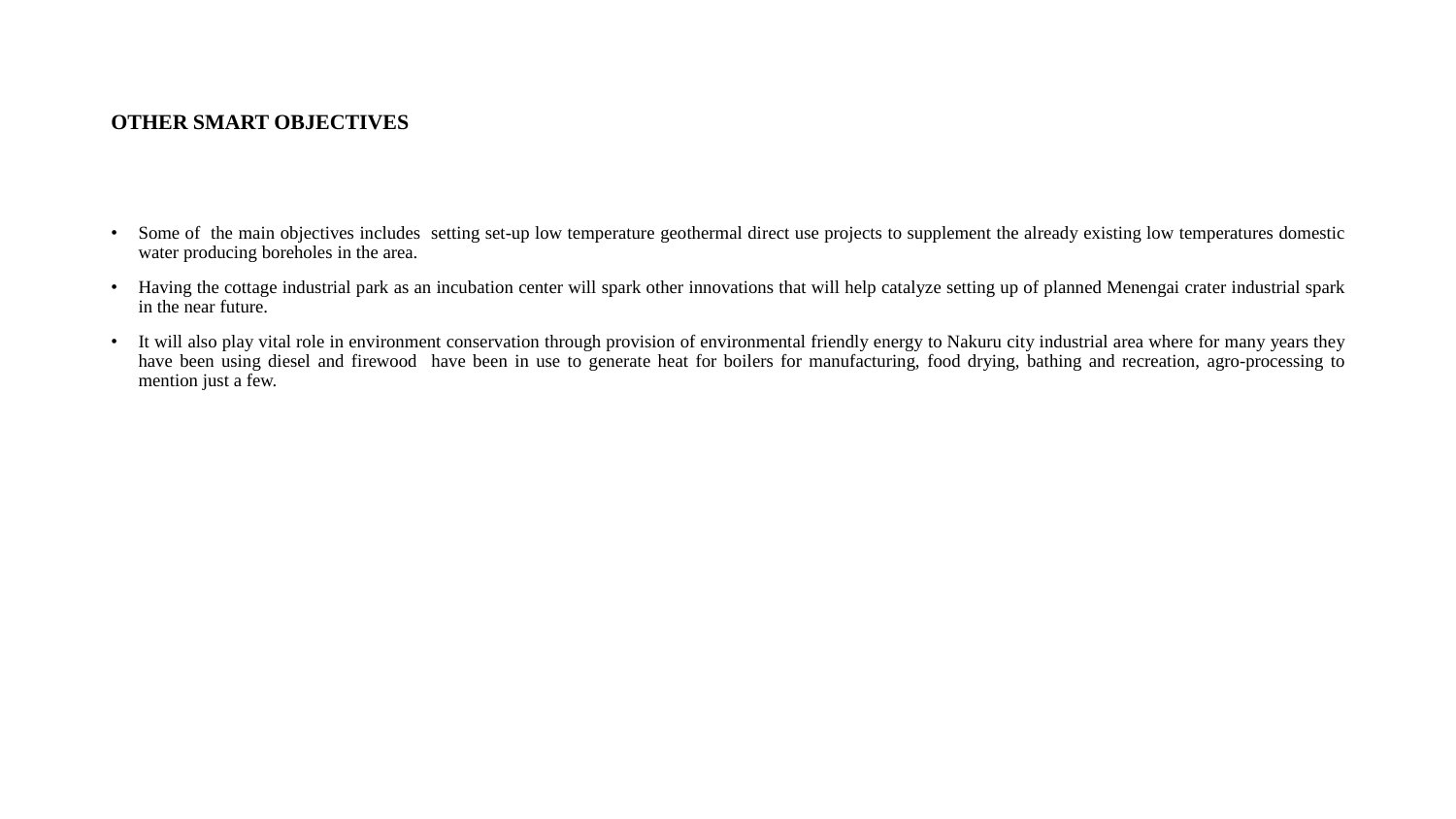## OTHER SMART OBJECTIVES

- Some of the main objectives includes setting set-up low temperature geothermal direct use projects to supplement the already existing low temperatures domestic water producing boreholes in the area.
- Having the cottage industrial park as an incubation center will spark other innovations that will help catalyze setting up of planned Menengai crater industrial spark in the near future.
- It will also play vital role in environment conservation through provision of environmental friendly energy to Nakuru city industrial area where for many years they have been using diesel and firewood have been in use to generate heat for boilers for manufacturing, food drying, bathing and recreation, agro-processing to mention just a few.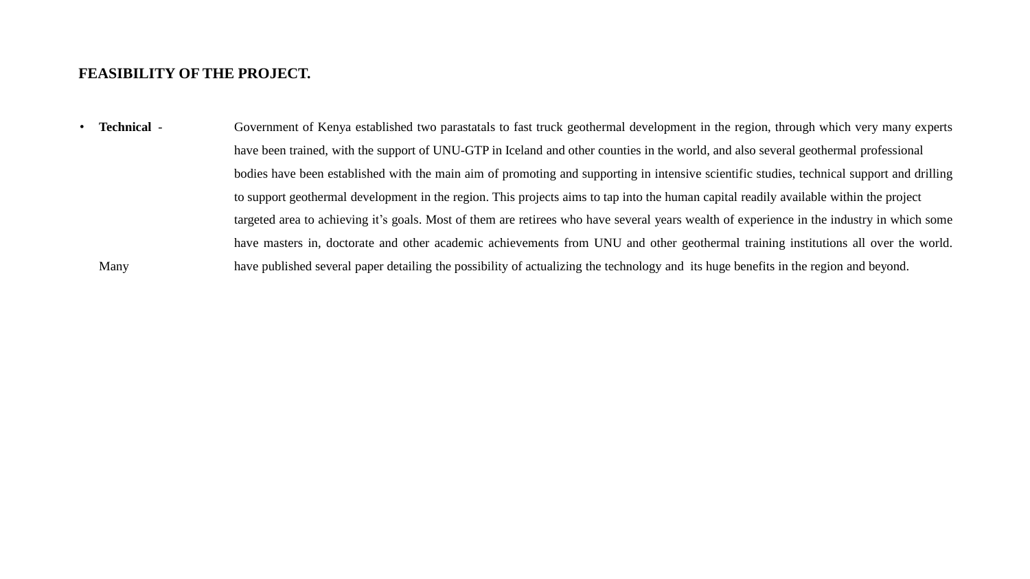**FEASIBILITY OF THE PROJECT.**

- **Technical** - Government of Kenya established two parastatals to fast truck geothermal development in the region, through which very many experts have been trained, with the support of UNU-GTP in Iceland and other counties in the world, and also several geothermal professional bodies have been established with the main aim of promoting and supporting in intensive scientific studies, technical support and drilling to support geothermal development in the region. This projects aims to tap into the human capital readily available within the project targeted area to achieving it's goals. Most of them are retirees who have several years wealth of experience in the industry in which some have masters in, doctorate and other academic achievements from UNU and other geothermal training institutions all over the world. Many have published several paper detailing the possibility of actualizing the technology and its huge benefits in the region and beyond.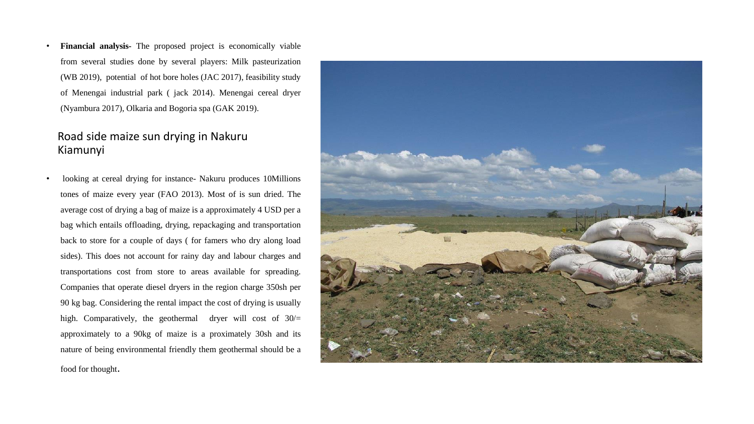- **Financial analysis**- The proposed project is economically viable from several studies done by several players: Milk pasteurization (WB 2019), potential of hot bore holes (JAC 2017), feasibility study of Menengai industrial park ( jack 2014). Menengai cereal dryer (Nyambura 2017), Olkaria and Bogoria spa (GAK 2019).

Road side maize sun drying in Nakuru Kiamunyi

- looking at cereal drying for instance- Nakuru produces 10Millions tones of maize every year (FAO 2013). Most of is sun dried. The average cost of drying a bag of maize is a approximately 4 USD per a bag which entails offloading, drying, repackaging and transportation back to store for a couple of days ( for famers who dry along load sides). This does not account for rainy day and labour charges and transportations cost from store to areas available for spreading. Companies that operate diesel dryers in the region charge 350sh per 90 kg bag. Considering the rental impact the cost of drying is usually high. Comparatively, the geothermal dryer will cost of 30/= approximately to a 90kg of maize is a proximately 30sh and its nature of being environmental friendly them geothermal should be a food for thought.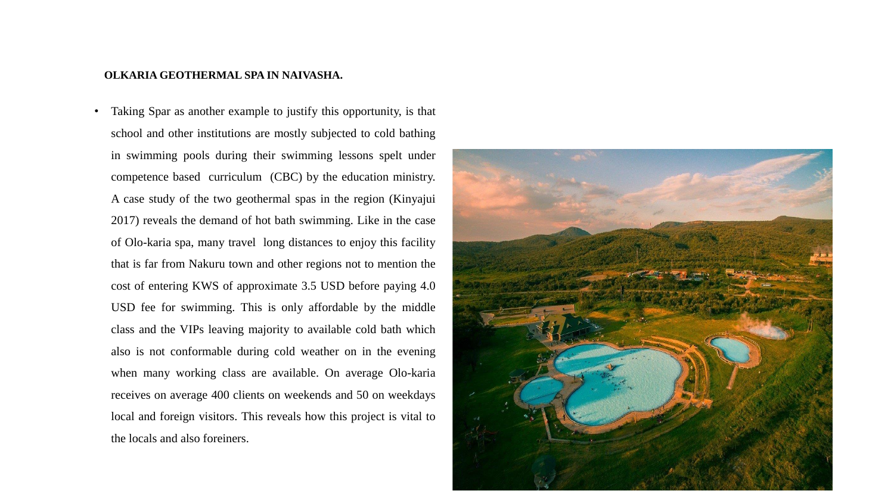**OLKARIA GEOTHERMAL SPA IN NAIVASHA.**

- Taking Spar as another example to justify this opportunity, is that school and other institutions are mostly subjected to cold bathing in swimming pools during their swimming lessons spelt under competence based curriculum (CBC) by the education ministry. A case study of the two geothermal spas in the region (Kinyajui 2017) reveals the demand of hot bath swimming. Like in the case of Olo-karia spa, many travel long distances to enjoy this facility that is far from Nakuru town and other regions not to mention the cost of entering KWS of approximate 3.5 USD before paying 4.0 USD fee for swimming. This is only affordable by the middle class and the VIPs leaving majority to available cold bath which also is not conformable during cold weather on in the evening when many working class are available. On average Olo-karia receives on average 400 clients on weekends and 50 on weekdays local and foreign visitors. This reveals how this project is vital to the locals and also foreiners.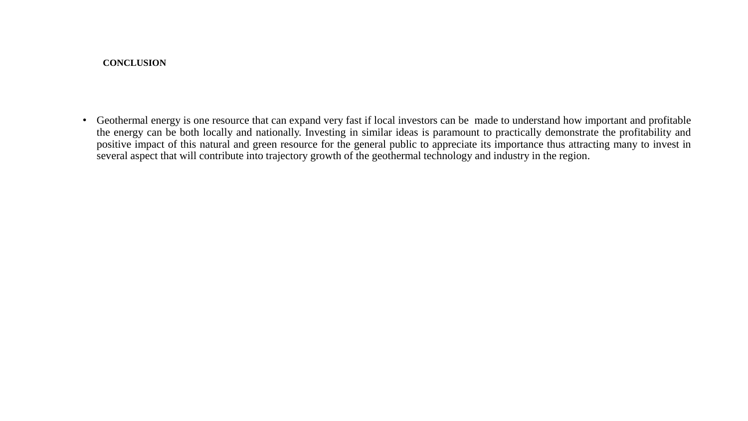## CONCLUSION

- Geothermal energy is one resource that can expand very fast if local investors can be made to understand how important and profitable the energy can be both locally and nationally. Investing in similar ideas is paramount to practically demonstrate the profitability and positive impact of this natural and green resource for the general public to appreciate its importance thus attracting many to invest in several aspect that will contribute into trajectory growth of the geothermal technology and industry in the region.